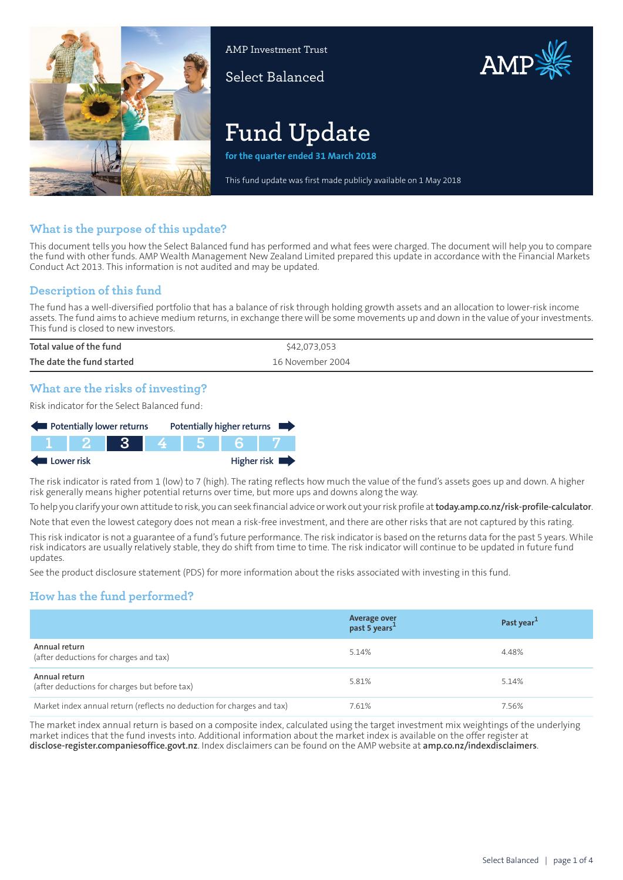AMP Investment Trust

Select Balanced

# Fund Update

**for the quarter ended 31 March 2018**

This fund update was first made publicly available on 1 May 2018

## What is the purpose of this update?

This document tells you how the Select Balanced fund has performed and what fees were charged. The document will help you to compare the fund with other funds. AMP Wealth Management New Zealand Limited prepared this update in accordance with the Financial Markets Conduct Act 2013. This information is not audited and may be updated.

## Description of this fund

The fund has a well-diversified portfolio that has a balance of risk through holding growth assets and an allocation to lower-risk income assets. The fund aims to achieve medium returns, in exchange there will be some movements up and down in the value of your investments. This fund is closed to new investors.

| | |
|---|---|
| Total value of the fund | $42,073,053 |
| The date the fund started | 16 November 2004 |

## What are the risks of investing?

Risk indicator for the Select Balanced fund:

Potentially lower returns ← → Potentially higher returns

| 1 | 2 | **3** | 4 | 5 | 6 | 7 |
|---|---|---|---|---|---|---|

Lower risk ← → Higher risk

The risk indicator is rated from 1 (low) to 7 (high). The rating reflects how much the value of the fund's assets goes up and down. A higher risk generally means higher potential returns over time, but more ups and downs along the way.

To help you clarify your own attitude to risk, you can seek financial advice or work out your risk profile at **today.amp.co.nz/risk-profile-calculator**.

Note that even the lowest category does not mean a risk-free investment, and there are other risks that are not captured by this rating.

This risk indicator is not a guarantee of a fund's future performance. The risk indicator is based on the returns data for the past 5 years. While risk indicators are usually relatively stable, they do shift from time to time. The risk indicator will continue to be updated in future fund updates.

See the product disclosure statement (PDS) for more information about the risks associated with investing in this fund.

## How has the fund performed?

| | Average over past 5 years[1] | Past year[1] |
|---|---|---|
| **Annual return** (after deductions for charges and tax) | 5.14% | 4.48% |
| **Annual return** (after deductions for charges but before tax) | 5.81% | 5.14% |
| Market index annual return (reflects no deduction for charges and tax) | 7.61% | 7.56% |

The market index annual return is based on a composite index, calculated using the target investment mix weightings of the underlying market indices that the fund invests into. Additional information about the market index is available on the offer register at **disclose-register.companiesoffice.govt.nz**. Index disclaimers can be found on the AMP website at **amp.co.nz/indexdisclaimers**.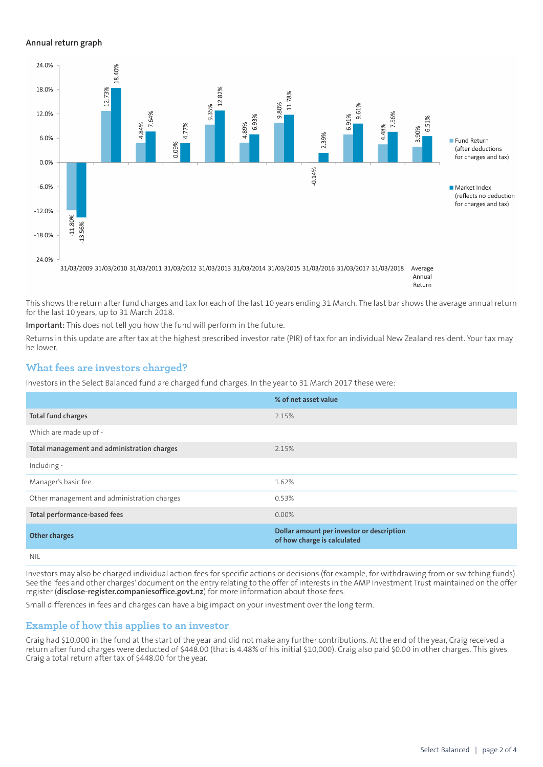### Annual return graph

| Year ending | Fund Return (after deductions for charges and tax) | Market Index (reflects no deduction for charges and tax) |
|---|---|---|
| 31/03/2009 | -11.80% | -13.56% |
| 31/03/2010 | 12.73% | 18.40% |
| 31/03/2011 | 4.84% | 7.64% |
| 31/03/2012 | 0.09% | 4.77% |
| 31/03/2013 | 9.35% | 12.82% |
| 31/03/2014 | 4.89% | 6.93% |
| 31/03/2015 | 9.80% | 11.78% |
| 31/03/2016 | -0.14% | 2.39% |
| 31/03/2017 | 6.91% | 9.61% |
| 31/03/2018 | 4.48% | 7.56% |
| Average Annual Return | 3.90% | 6.51% |

This shows the return after fund charges and tax for each of the last 10 years ending 31 March. The last bar shows the average annual return for the last 10 years, up to 31 March 2018.

**Important:** This does not tell you how the fund will perform in the future.

Returns in this update are after tax at the highest prescribed investor rate (PIR) of tax for an individual New Zealand resident. Your tax may be lower.

## What fees are investors charged?

Investors in the Select Balanced fund are charged fund charges. In the year to 31 March 2017 these were:

| | % of net asset value |
|---|---|
| **Total fund charges** | 2.15% |
| Which are made up of - | |
| **Total management and administration charges** | 2.15% |
| Including - | |
| Manager's basic fee | 1.62% |
| Other management and administration charges | 0.53% |
| **Total performance-based fees** | 0.00% |
| **Other charges** | **Dollar amount per investor or description of how charge is calculated** |
| NIL | |

Investors may also be charged individual action fees for specific actions or decisions (for example, for withdrawing from or switching funds). See the 'fees and other charges' document on the entry relating to the offer of interests in the AMP Investment Trust maintained on the offer register (**disclose-register.companiesoffice.govt.nz**) for more information about those fees.

Small differences in fees and charges can have a big impact on your investment over the long term.

## Example of how this applies to an investor

Craig had $10,000 in the fund at the start of the year and did not make any further contributions. At the end of the year, Craig received a return after fund charges were deducted of $448.00 (that is 4.48% of his initial $10,000). Craig also paid $0.00 in other charges. This gives Craig a total return after tax of $448.00 for the year.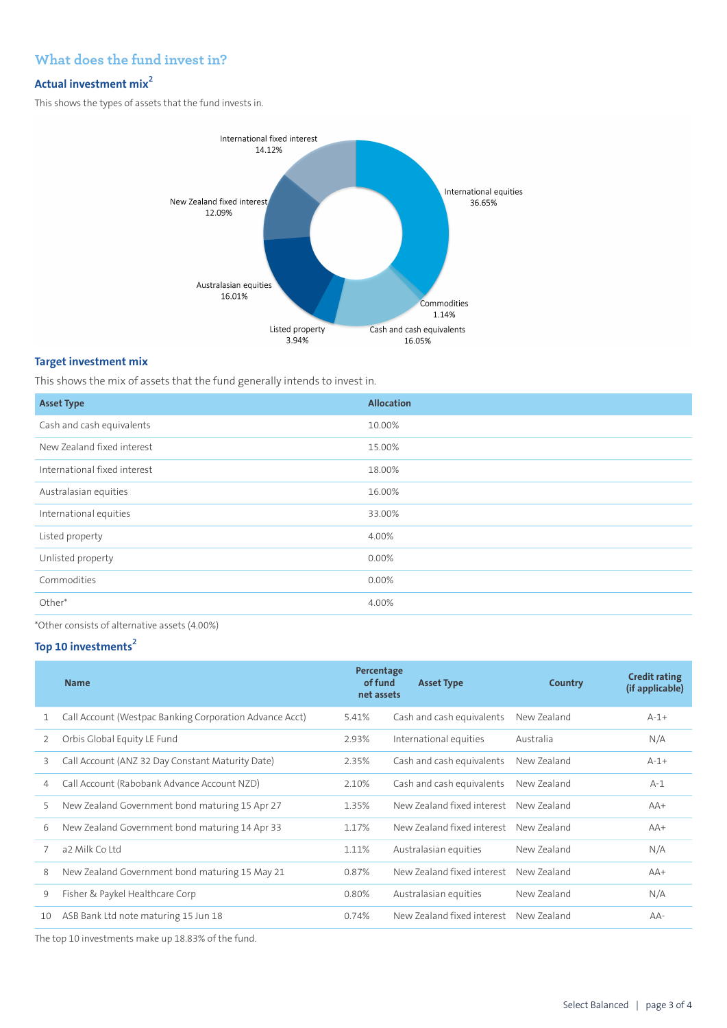## What does the fund invest in?

### Actual investment mix[2]

This shows the types of assets that the fund invests in.

International equities 36.65%
Commodities 1.14%
Cash and cash equivalents 16.05%
Listed property 3.94%
Australasian equities 16.01%
New Zealand fixed interest 12.09%
International fixed interest 14.12%

### Target investment mix

This shows the mix of assets that the fund generally intends to invest in.

| Asset Type | Allocation |
|---|---|
| Cash and cash equivalents | 10.00% |
| New Zealand fixed interest | 15.00% |
| International fixed interest | 18.00% |
| Australasian equities | 16.00% |
| International equities | 33.00% |
| Listed property | 4.00% |
| Unlisted property | 0.00% |
| Commodities | 0.00% |
| Other* | 4.00% |

*Other consists of alternative assets (4.00%)

### Top 10 investments[2]

| | Name | Percentage of fund net assets | Asset Type | Country | Credit rating (if applicable) |
|---|---|---|---|---|---|
| 1 | Call Account (Westpac Banking Corporation Advance Acct) | 5.41% | Cash and cash equivalents | New Zealand | A-1+ |
| 2 | Orbis Global Equity LE Fund | 2.93% | International equities | Australia | N/A |
| 3 | Call Account (ANZ 32 Day Constant Maturity Date) | 2.35% | Cash and cash equivalents | New Zealand | A-1+ |
| 4 | Call Account (Rabobank Advance Account NZD) | 2.10% | Cash and cash equivalents | New Zealand | A-1 |
| 5 | New Zealand Government bond maturing 15 Apr 27 | 1.35% | New Zealand fixed interest | New Zealand | AA+ |
| 6 | New Zealand Government bond maturing 14 Apr 33 | 1.17% | New Zealand fixed interest | New Zealand | AA+ |
| 7 | a2 Milk Co Ltd | 1.11% | Australasian equities | New Zealand | N/A |
| 8 | New Zealand Government bond maturing 15 May 21 | 0.87% | New Zealand fixed interest | New Zealand | AA+ |
| 9 | Fisher & Paykel Healthcare Corp | 0.80% | Australasian equities | New Zealand | N/A |
| 10 | ASB Bank Ltd note maturing 15 Jun 18 | 0.74% | New Zealand fixed interest | New Zealand | AA- |

The top 10 investments make up 18.83% of the fund.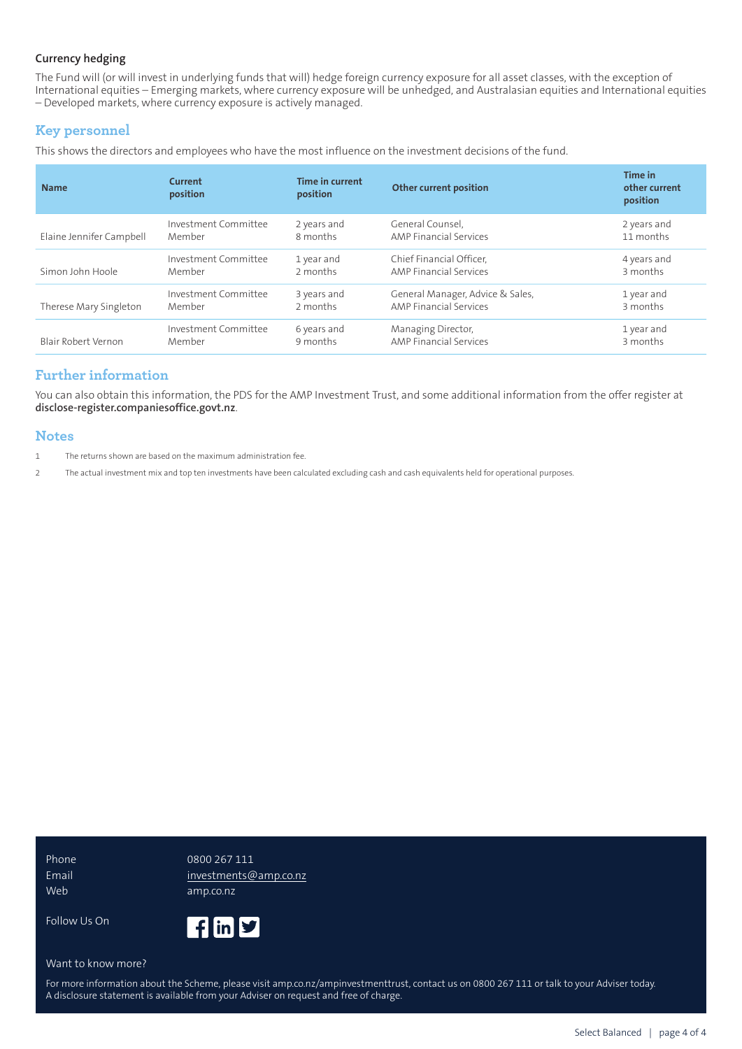### Currency hedging

The Fund will (or will invest in underlying funds that will) hedge foreign currency exposure for all asset classes, with the exception of International equities – Emerging markets, where currency exposure will be unhedged, and Australasian equities and International equities – Developed markets, where currency exposure is actively managed.

## Key personnel

This shows the directors and employees who have the most influence on the investment decisions of the fund.

| Name | Current position | Time in current position | Other current position | Time in other current position |
|---|---|---|---|---|
| Elaine Jennifer Campbell | Investment Committee Member | 2 years and 8 months | General Counsel, AMP Financial Services | 2 years and 11 months |
| Simon John Hoole | Investment Committee Member | 1 year and 2 months | Chief Financial Officer, AMP Financial Services | 4 years and 3 months |
| Therese Mary Singleton | Investment Committee Member | 3 years and 2 months | General Manager, Advice & Sales, AMP Financial Services | 1 year and 3 months |
| Blair Robert Vernon | Investment Committee Member | 6 years and 9 months | Managing Director, AMP Financial Services | 1 year and 3 months |

## Further information

You can also obtain this information, the PDS for the AMP Investment Trust, and some additional information from the offer register at **disclose-register.companiesoffice.govt.nz**.

## Notes

1. The returns shown are based on the maximum administration fee.
2. The actual investment mix and top ten investments have been calculated excluding cash and cash equivalents held for operational purposes.

Phone 0800 267 111
Email investments@amp.co.nz
Web amp.co.nz

Follow Us On

Want to know more?

For more information about the Scheme, please visit amp.co.nz/ampinvestmenttrust, contact us on 0800 267 111 or talk to your Adviser today. A disclosure statement is available from your Adviser on request and free of charge.